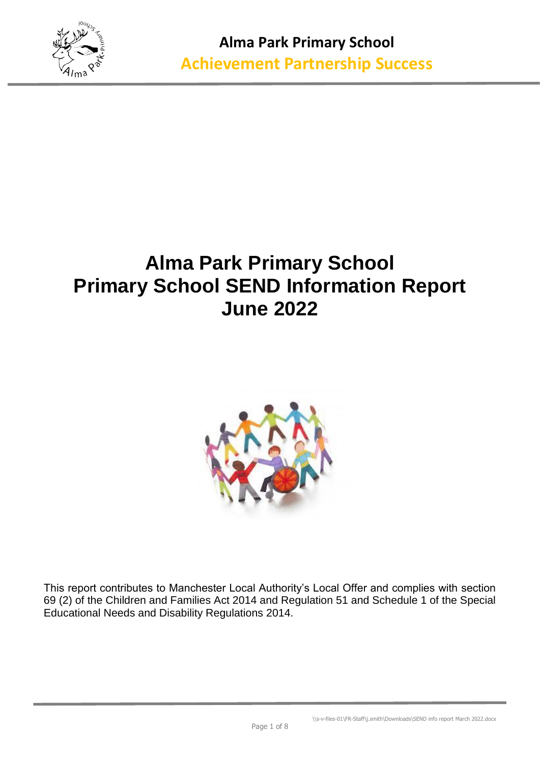**Alma Park Primary School**
**Achievement Partnership Success**

# Alma Park Primary School
# Primary School SEND Information Report
# June 2022

This report contributes to Manchester Local Authority's Local Offer and complies with section 69 (2) of the Children and Families Act 2014 and Regulation 51 and Schedule 1 of the Special Educational Needs and Disability Regulations 2014.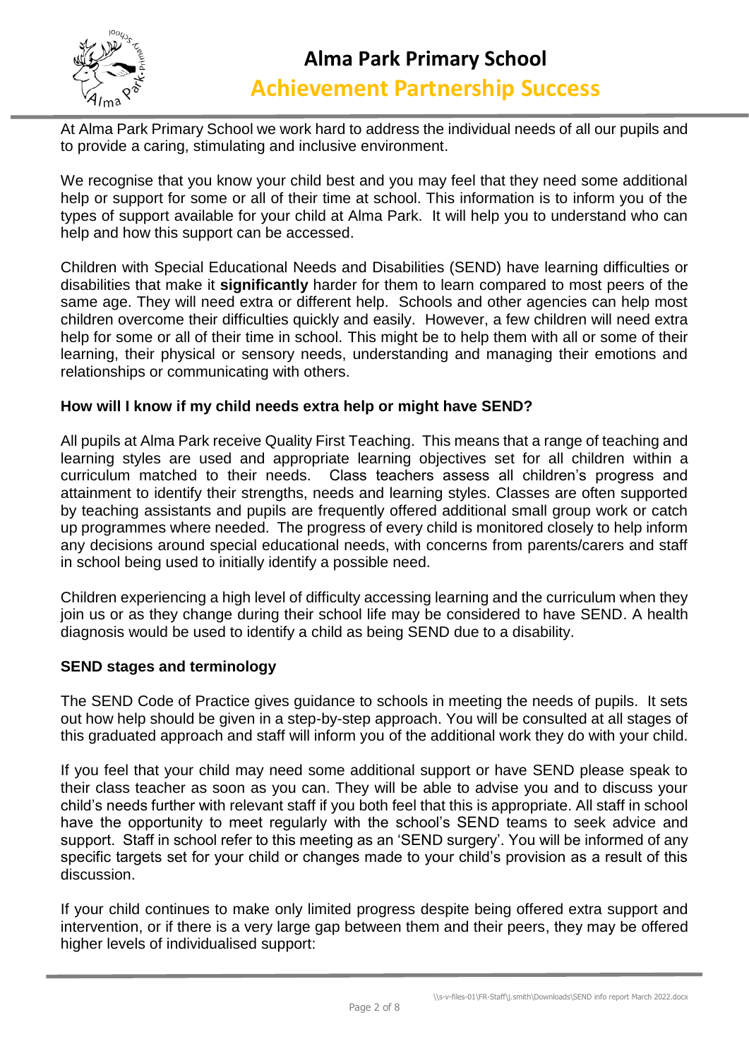At Alma Park Primary School we work hard to address the individual needs of all our pupils and to provide a caring, stimulating and inclusive environment.

We recognise that you know your child best and you may feel that they need some additional help or support for some or all of their time at school. This information is to inform you of the types of support available for your child at Alma Park. It will help you to understand who can help and how this support can be accessed.

Children with Special Educational Needs and Disabilities (SEND) have learning difficulties or disabilities that make it **significantly** harder for them to learn compared to most peers of the same age. They will need extra or different help. Schools and other agencies can help most children overcome their difficulties quickly and easily. However, a few children will need extra help for some or all of their time in school. This might be to help them with all or some of their learning, their physical or sensory needs, understanding and managing their emotions and relationships or communicating with others.

### How will I know if my child needs extra help or might have SEND?

All pupils at Alma Park receive Quality First Teaching. This means that a range of teaching and learning styles are used and appropriate learning objectives set for all children within a curriculum matched to their needs. Class teachers assess all children's progress and attainment to identify their strengths, needs and learning styles. Classes are often supported by teaching assistants and pupils are frequently offered additional small group work or catch up programmes where needed. The progress of every child is monitored closely to help inform any decisions around special educational needs, with concerns from parents/carers and staff in school being used to initially identify a possible need.

Children experiencing a high level of difficulty accessing learning and the curriculum when they join us or as they change during their school life may be considered to have SEND. A health diagnosis would be used to identify a child as being SEND due to a disability.

### SEND stages and terminology

The SEND Code of Practice gives guidance to schools in meeting the needs of pupils. It sets out how help should be given in a step-by-step approach. You will be consulted at all stages of this graduated approach and staff will inform you of the additional work they do with your child.

If you feel that your child may need some additional support or have SEND please speak to their class teacher as soon as you can. They will be able to advise you and to discuss your child's needs further with relevant staff if you both feel that this is appropriate. All staff in school have the opportunity to meet regularly with the school's SEND teams to seek advice and support. Staff in school refer to this meeting as an 'SEND surgery'. You will be informed of any specific targets set for your child or changes made to your child's provision as a result of this discussion.

If your child continues to make only limited progress despite being offered extra support and intervention, or if there is a very large gap between them and their peers, they may be offered higher levels of individualised support: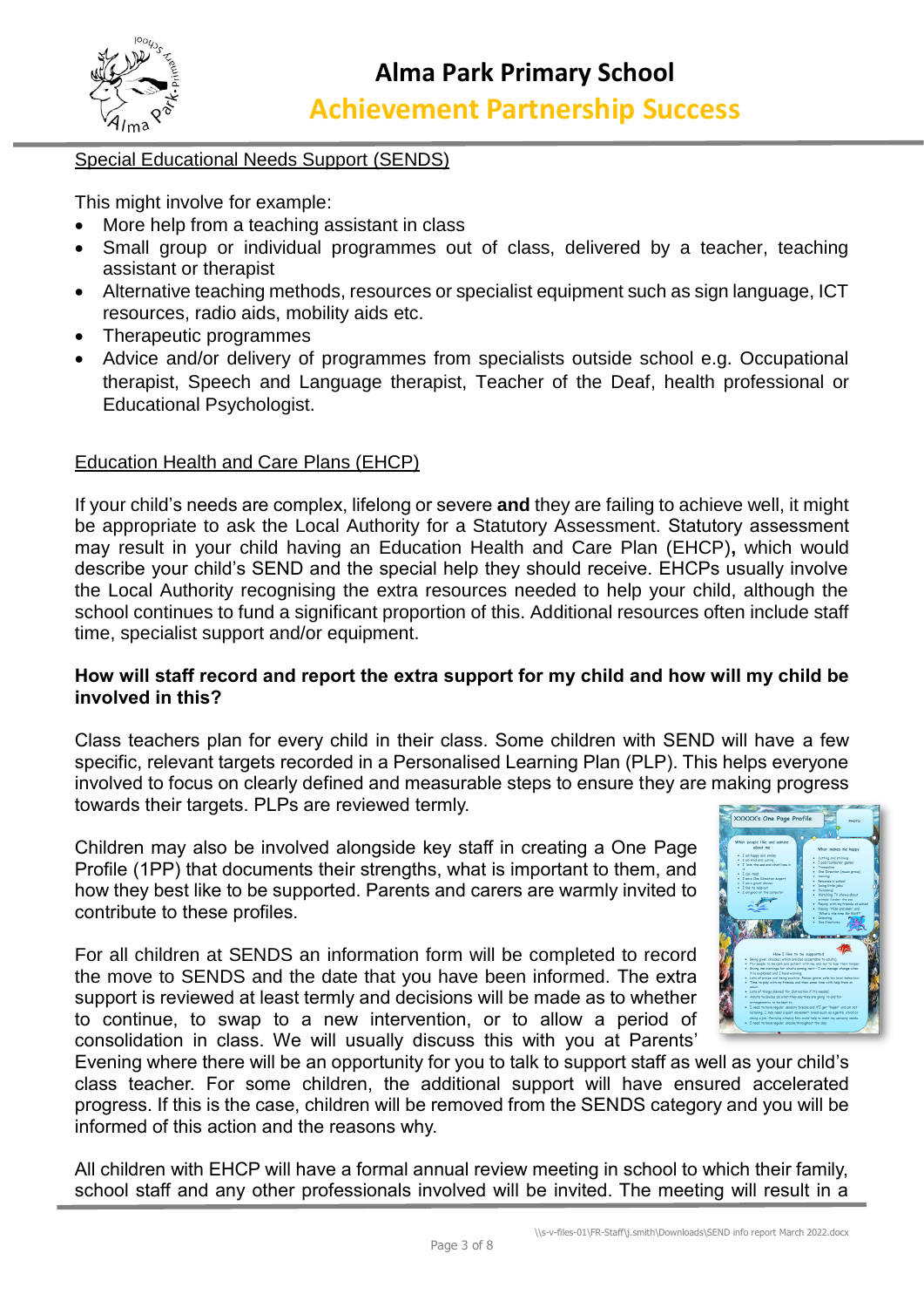## Special Educational Needs Support (SENDS)

This might involve for example:

- More help from a teaching assistant in class
- Small group or individual programmes out of class, delivered by a teacher, teaching assistant or therapist
- Alternative teaching methods, resources or specialist equipment such as sign language, ICT resources, radio aids, mobility aids etc.
- Therapeutic programmes
- Advice and/or delivery of programmes from specialists outside school e.g. Occupational therapist, Speech and Language therapist, Teacher of the Deaf, health professional or Educational Psychologist.

## Education Health and Care Plans (EHCP)

If your child's needs are complex, lifelong or severe **and** they are failing to achieve well, it might be appropriate to ask the Local Authority for a Statutory Assessment. Statutory assessment may result in your child having an Education Health and Care Plan (EHCP)**,** which would describe your child's SEND and the special help they should receive. EHCPs usually involve the Local Authority recognising the extra resources needed to help your child, although the school continues to fund a significant proportion of this. Additional resources often include staff time, specialist support and/or equipment.

**How will staff record and report the extra support for my child and how will my child be involved in this?**

Class teachers plan for every child in their class. Some children with SEND will have a few specific, relevant targets recorded in a Personalised Learning Plan (PLP). This helps everyone involved to focus on clearly defined and measurable steps to ensure they are making progress towards their targets. PLPs are reviewed termly.

Children may also be involved alongside key staff in creating a One Page Profile (1PP) that documents their strengths, what is important to them, and how they best like to be supported. Parents and carers are warmly invited to contribute to these profiles.

For all children at SENDS an information form will be completed to record the move to SENDS and the date that you have been informed. The extra support is reviewed at least termly and decisions will be made as to whether to continue, to swap to a new intervention, or to allow a period of consolidation in class. We will usually discuss this with you at Parents' Evening where there will be an opportunity for you to talk to support staff as well as your child's class teacher. For some children, the additional support will have ensured accelerated progress. If this is the case, children will be removed from the SENDS category and you will be informed of this action and the reasons why.

All children with EHCP will have a formal annual review meeting in school to which their family, school staff and any other professionals involved will be invited. The meeting will result in a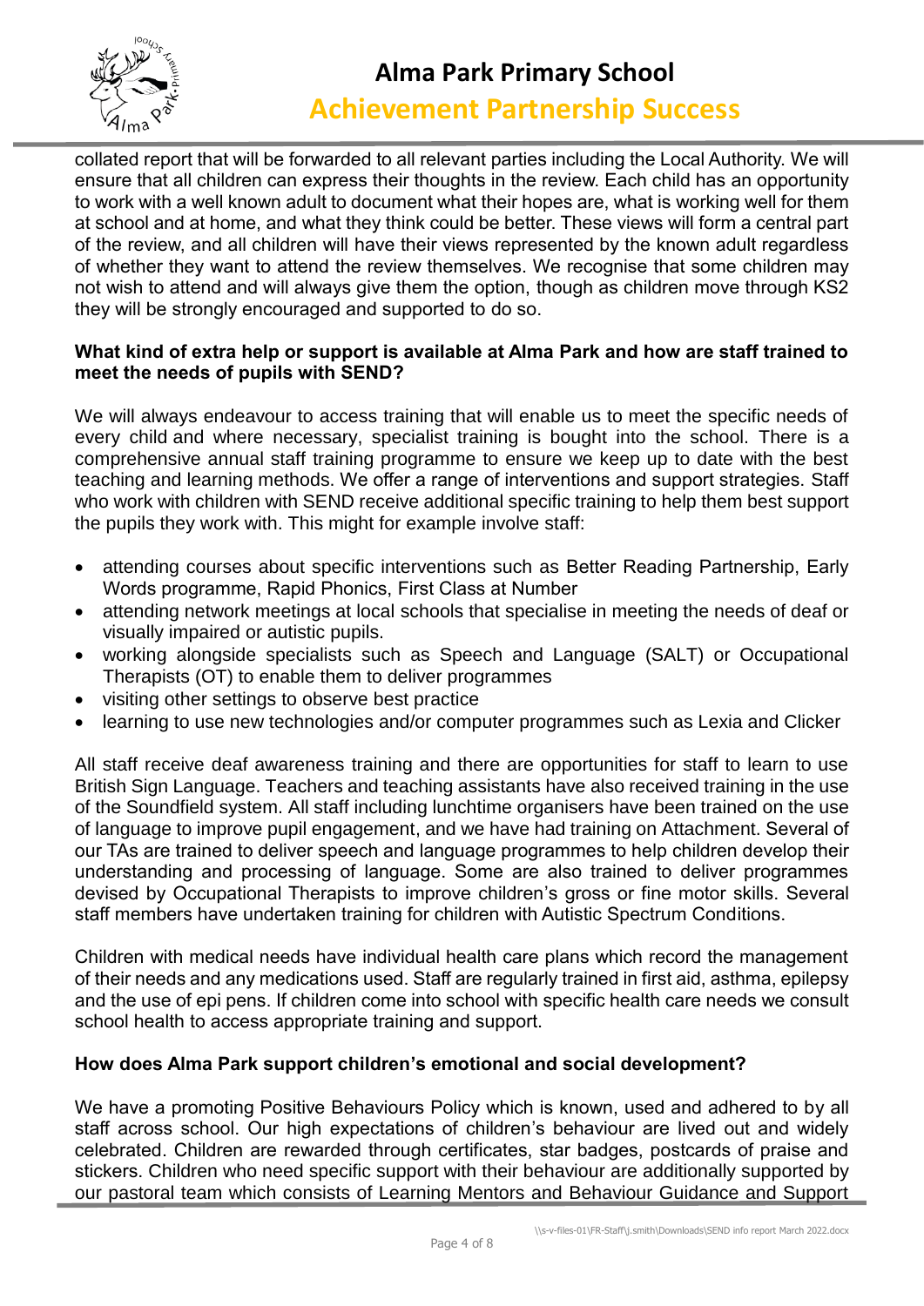collated report that will be forwarded to all relevant parties including the Local Authority. We will ensure that all children can express their thoughts in the review. Each child has an opportunity to work with a well known adult to document what their hopes are, what is working well for them at school and at home, and what they think could be better. These views will form a central part of the review, and all children will have their views represented by the known adult regardless of whether they want to attend the review themselves. We recognise that some children may not wish to attend and will always give them the option, though as children move through KS2 they will be strongly encouraged and supported to do so.

**What kind of extra help or support is available at Alma Park and how are staff trained to meet the needs of pupils with SEND?**

We will always endeavour to access training that will enable us to meet the specific needs of every child and where necessary, specialist training is bought into the school. There is a comprehensive annual staff training programme to ensure we keep up to date with the best teaching and learning methods. We offer a range of interventions and support strategies. Staff who work with children with SEND receive additional specific training to help them best support the pupils they work with. This might for example involve staff:

- attending courses about specific interventions such as Better Reading Partnership, Early Words programme, Rapid Phonics, First Class at Number
- attending network meetings at local schools that specialise in meeting the needs of deaf or visually impaired or autistic pupils.
- working alongside specialists such as Speech and Language (SALT) or Occupational Therapists (OT) to enable them to deliver programmes
- visiting other settings to observe best practice
- learning to use new technologies and/or computer programmes such as Lexia and Clicker

All staff receive deaf awareness training and there are opportunities for staff to learn to use British Sign Language. Teachers and teaching assistants have also received training in the use of the Soundfield system. All staff including lunchtime organisers have been trained on the use of language to improve pupil engagement, and we have had training on Attachment. Several of our TAs are trained to deliver speech and language programmes to help children develop their understanding and processing of language. Some are also trained to deliver programmes devised by Occupational Therapists to improve children's gross or fine motor skills. Several staff members have undertaken training for children with Autistic Spectrum Conditions.

Children with medical needs have individual health care plans which record the management of their needs and any medications used. Staff are regularly trained in first aid, asthma, epilepsy and the use of epi pens. If children come into school with specific health care needs we consult school health to access appropriate training and support.

**How does Alma Park support children's emotional and social development?**

We have a promoting Positive Behaviours Policy which is known, used and adhered to by all staff across school. Our high expectations of children's behaviour are lived out and widely celebrated. Children are rewarded through certificates, star badges, postcards of praise and stickers. Children who need specific support with their behaviour are additionally supported by our pastoral team which consists of Learning Mentors and Behaviour Guidance and Support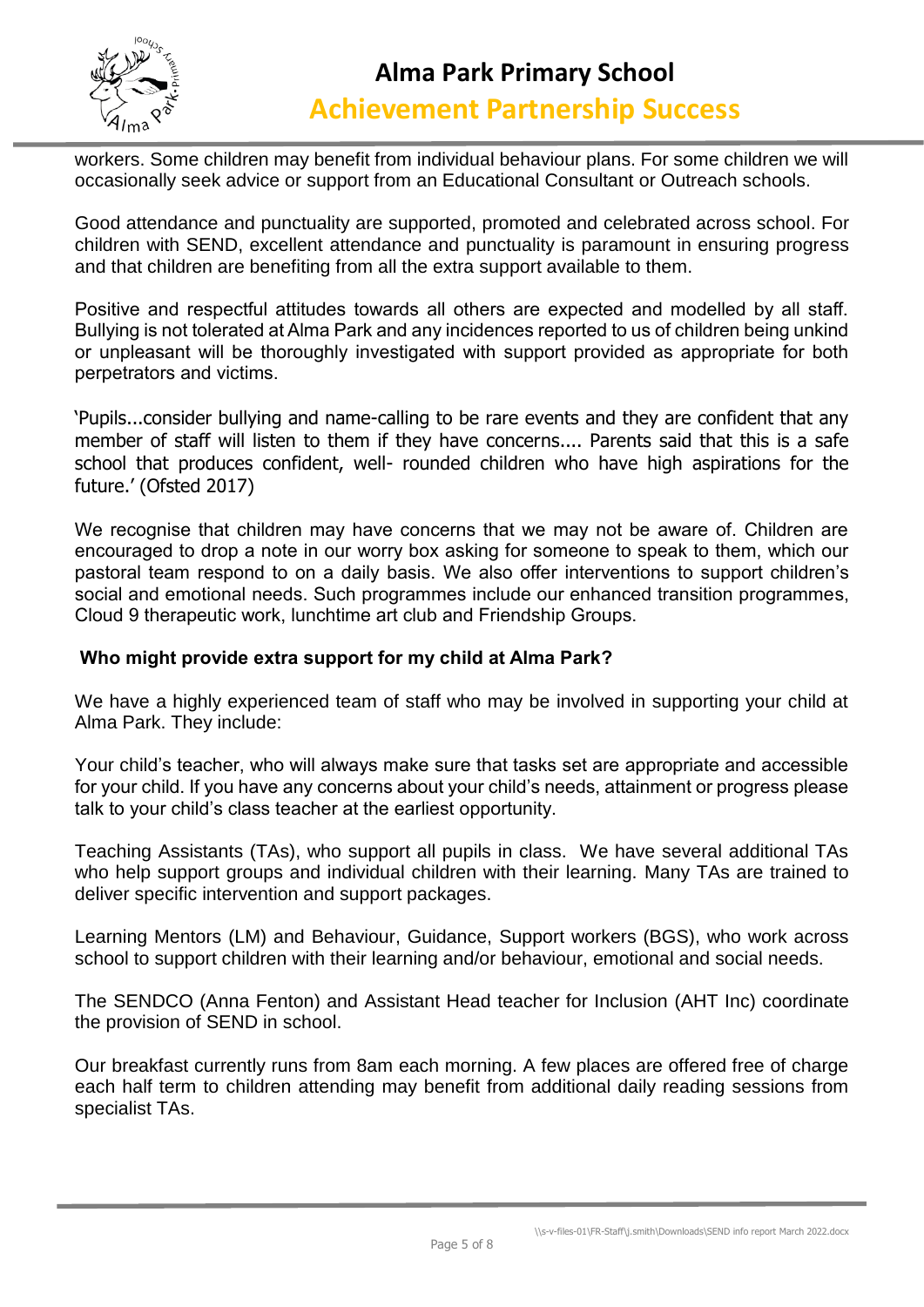workers. Some children may benefit from individual behaviour plans. For some children we will occasionally seek advice or support from an Educational Consultant or Outreach schools.

Good attendance and punctuality are supported, promoted and celebrated across school. For children with SEND, excellent attendance and punctuality is paramount in ensuring progress and that children are benefiting from all the extra support available to them.

Positive and respectful attitudes towards all others are expected and modelled by all staff. Bullying is not tolerated at Alma Park and any incidences reported to us of children being unkind or unpleasant will be thoroughly investigated with support provided as appropriate for both perpetrators and victims.

'Pupils...consider bullying and name-calling to be rare events and they are confident that any member of staff will listen to them if they have concerns.... Parents said that this is a safe school that produces confident, well- rounded children who have high aspirations for the future.' (Ofsted 2017)

We recognise that children may have concerns that we may not be aware of. Children are encouraged to drop a note in our worry box asking for someone to speak to them, which our pastoral team respond to on a daily basis. We also offer interventions to support children's social and emotional needs. Such programmes include our enhanced transition programmes, Cloud 9 therapeutic work, lunchtime art club and Friendship Groups.

**Who might provide extra support for my child at Alma Park?**

We have a highly experienced team of staff who may be involved in supporting your child at Alma Park. They include:

Your child's teacher, who will always make sure that tasks set are appropriate and accessible for your child. If you have any concerns about your child's needs, attainment or progress please talk to your child's class teacher at the earliest opportunity.

Teaching Assistants (TAs), who support all pupils in class. We have several additional TAs who help support groups and individual children with their learning. Many TAs are trained to deliver specific intervention and support packages.

Learning Mentors (LM) and Behaviour, Guidance, Support workers (BGS), who work across school to support children with their learning and/or behaviour, emotional and social needs.

The SENDCO (Anna Fenton) and Assistant Head teacher for Inclusion (AHT Inc) coordinate the provision of SEND in school.

Our breakfast currently runs from 8am each morning. A few places are offered free of charge each half term to children attending may benefit from additional daily reading sessions from specialist TAs.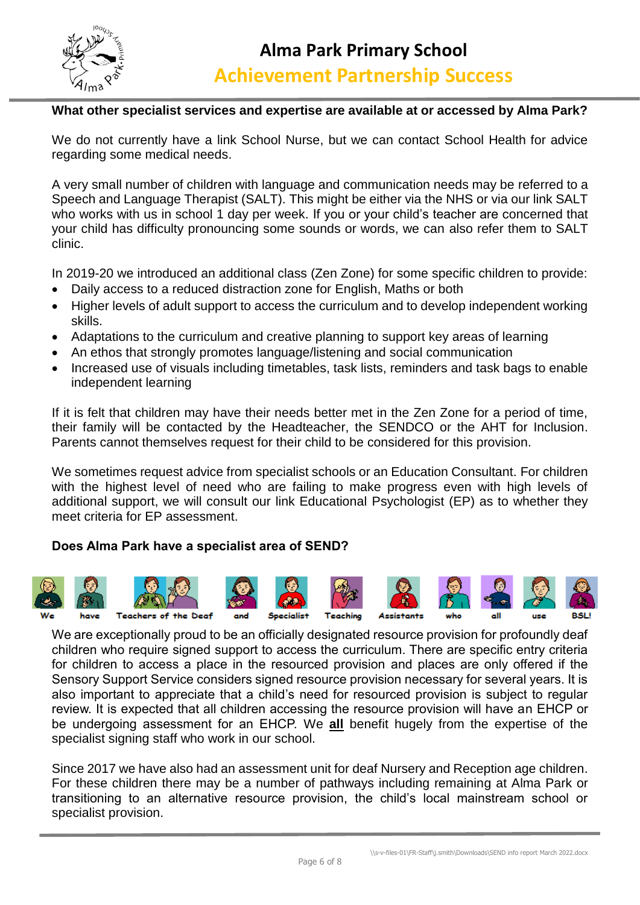**What other specialist services and expertise are available at or accessed by Alma Park?**

We do not currently have a link School Nurse, but we can contact School Health for advice regarding some medical needs.

A very small number of children with language and communication needs may be referred to a Speech and Language Therapist (SALT). This might be either via the NHS or via our link SALT who works with us in school 1 day per week. If you or your child's teacher are concerned that your child has difficulty pronouncing some sounds or words, we can also refer them to SALT clinic.

In 2019-20 we introduced an additional class (Zen Zone) for some specific children to provide:

- Daily access to a reduced distraction zone for English, Maths or both
- Higher levels of adult support to access the curriculum and to develop independent working skills.
- Adaptations to the curriculum and creative planning to support key areas of learning
- An ethos that strongly promotes language/listening and social communication
- Increased use of visuals including timetables, task lists, reminders and task bags to enable independent learning

If it is felt that children may have their needs better met in the Zen Zone for a period of time, their family will be contacted by the Headteacher, the SENDCO or the AHT for Inclusion. Parents cannot themselves request for their child to be considered for this provision.

We sometimes request advice from specialist schools or an Education Consultant. For children with the highest level of need who are failing to make progress even with high levels of additional support, we will consult our link Educational Psychologist (EP) as to whether they meet criteria for EP assessment.

**Does Alma Park have a specialist area of SEND?**

We have Teachers of the Deaf and Specialist Teaching Assistants who all use BSL!

We are exceptionally proud to be an officially designated resource provision for profoundly deaf children who require signed support to access the curriculum. There are specific entry criteria for children to access a place in the resourced provision and places are only offered if the Sensory Support Service considers signed resource provision necessary for several years. It is also important to appreciate that a child's need for resourced provision is subject to regular review. It is expected that all children accessing the resource provision will have an EHCP or be undergoing assessment for an EHCP. We **all** benefit hugely from the expertise of the specialist signing staff who work in our school.

Since 2017 we have also had an assessment unit for deaf Nursery and Reception age children. For these children there may be a number of pathways including remaining at Alma Park or transitioning to an alternative resource provision, the child's local mainstream school or specialist provision.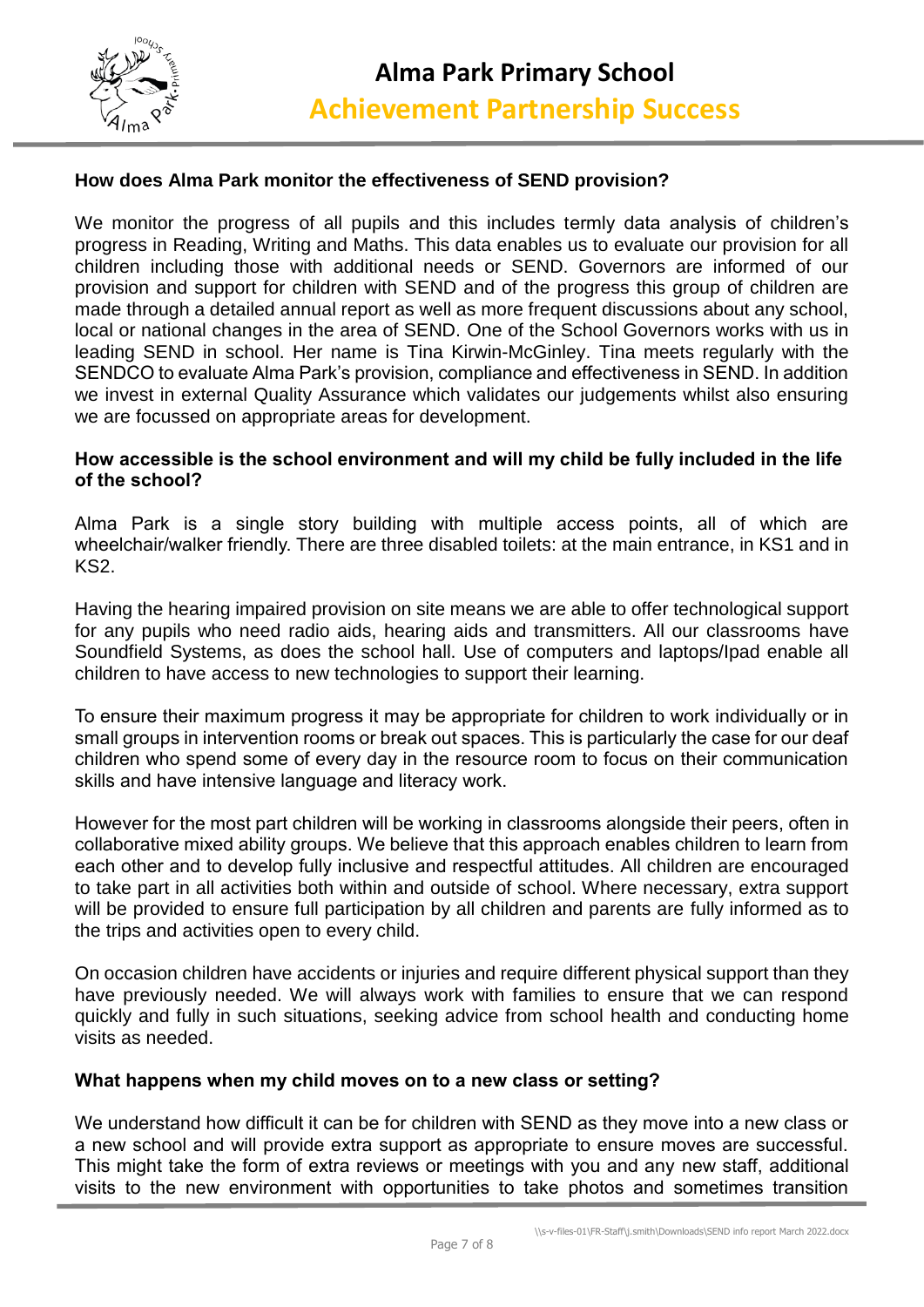**How does Alma Park monitor the effectiveness of SEND provision?**

We monitor the progress of all pupils and this includes termly data analysis of children's progress in Reading, Writing and Maths. This data enables us to evaluate our provision for all children including those with additional needs or SEND. Governors are informed of our provision and support for children with SEND and of the progress this group of children are made through a detailed annual report as well as more frequent discussions about any school, local or national changes in the area of SEND. One of the School Governors works with us in leading SEND in school. Her name is Tina Kirwin-McGinley. Tina meets regularly with the SENDCO to evaluate Alma Park's provision, compliance and effectiveness in SEND. In addition we invest in external Quality Assurance which validates our judgements whilst also ensuring we are focussed on appropriate areas for development.

**How accessible is the school environment and will my child be fully included in the life of the school?**

Alma Park is a single story building with multiple access points, all of which are wheelchair/walker friendly. There are three disabled toilets: at the main entrance, in KS1 and in KS2.

Having the hearing impaired provision on site means we are able to offer technological support for any pupils who need radio aids, hearing aids and transmitters. All our classrooms have Soundfield Systems, as does the school hall. Use of computers and laptops/Ipad enable all children to have access to new technologies to support their learning.

To ensure their maximum progress it may be appropriate for children to work individually or in small groups in intervention rooms or break out spaces. This is particularly the case for our deaf children who spend some of every day in the resource room to focus on their communication skills and have intensive language and literacy work.

However for the most part children will be working in classrooms alongside their peers, often in collaborative mixed ability groups. We believe that this approach enables children to learn from each other and to develop fully inclusive and respectful attitudes. All children are encouraged to take part in all activities both within and outside of school. Where necessary, extra support will be provided to ensure full participation by all children and parents are fully informed as to the trips and activities open to every child.

On occasion children have accidents or injuries and require different physical support than they have previously needed. We will always work with families to ensure that we can respond quickly and fully in such situations, seeking advice from school health and conducting home visits as needed.

**What happens when my child moves on to a new class or setting?**

We understand how difficult it can be for children with SEND as they move into a new class or a new school and will provide extra support as appropriate to ensure moves are successful. This might take the form of extra reviews or meetings with you and any new staff, additional visits to the new environment with opportunities to take photos and sometimes transition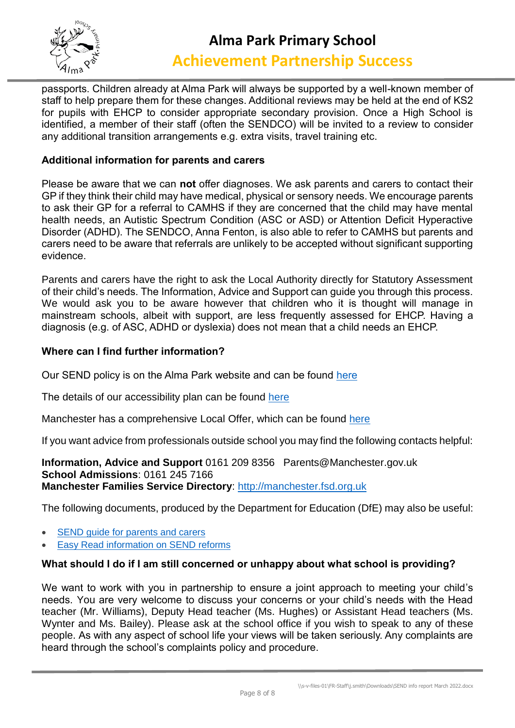passports. Children already at Alma Park will always be supported by a well-known member of staff to help prepare them for these changes. Additional reviews may be held at the end of KS2 for pupils with EHCP to consider appropriate secondary provision. Once a High School is identified, a member of their staff (often the SENDCO) will be invited to a review to consider any additional transition arrangements e.g. extra visits, travel training etc.

### Additional information for parents and carers

Please be aware that we can **not** offer diagnoses. We ask parents and carers to contact their GP if they think their child may have medical, physical or sensory needs. We encourage parents to ask their GP for a referral to CAMHS if they are concerned that the child may have mental health needs, an Autistic Spectrum Condition (ASC or ASD) or Attention Deficit Hyperactive Disorder (ADHD). The SENDCO, Anna Fenton, is also able to refer to CAMHS but parents and carers need to be aware that referrals are unlikely to be accepted without significant supporting evidence.

Parents and carers have the right to ask the Local Authority directly for Statutory Assessment of their child's needs. The Information, Advice and Support can guide you through this process. We would ask you to be aware however that children who it is thought will manage in mainstream schools, albeit with support, are less frequently assessed for EHCP. Having a diagnosis (e.g. of ASC, ADHD or dyslexia) does not mean that a child needs an EHCP.

### Where can I find further information?

Our SEND policy is on the Alma Park website and can be found here

The details of our accessibility plan can be found here

Manchester has a comprehensive Local Offer, which can be found here

If you want advice from professionals outside school you may find the following contacts helpful:

**Information, Advice and Support** 0161 209 8356 Parents@Manchester.gov.uk
**School Admissions**: 0161 245 7166
**Manchester Families Service Directory**: http://manchester.fsd.org.uk

The following documents, produced by the Department for Education (DfE) may also be useful:

- SEND guide for parents and carers
- Easy Read information on SEND reforms

### What should I do if I am still concerned or unhappy about what school is providing?

We want to work with you in partnership to ensure a joint approach to meeting your child's needs. You are very welcome to discuss your concerns or your child's needs with the Head teacher (Mr. Williams), Deputy Head teacher (Ms. Hughes) or Assistant Head teachers (Ms. Wynter and Ms. Bailey). Please ask at the school office if you wish to speak to any of these people. As with any aspect of school life your views will be taken seriously. Any complaints are heard through the school's complaints policy and procedure.